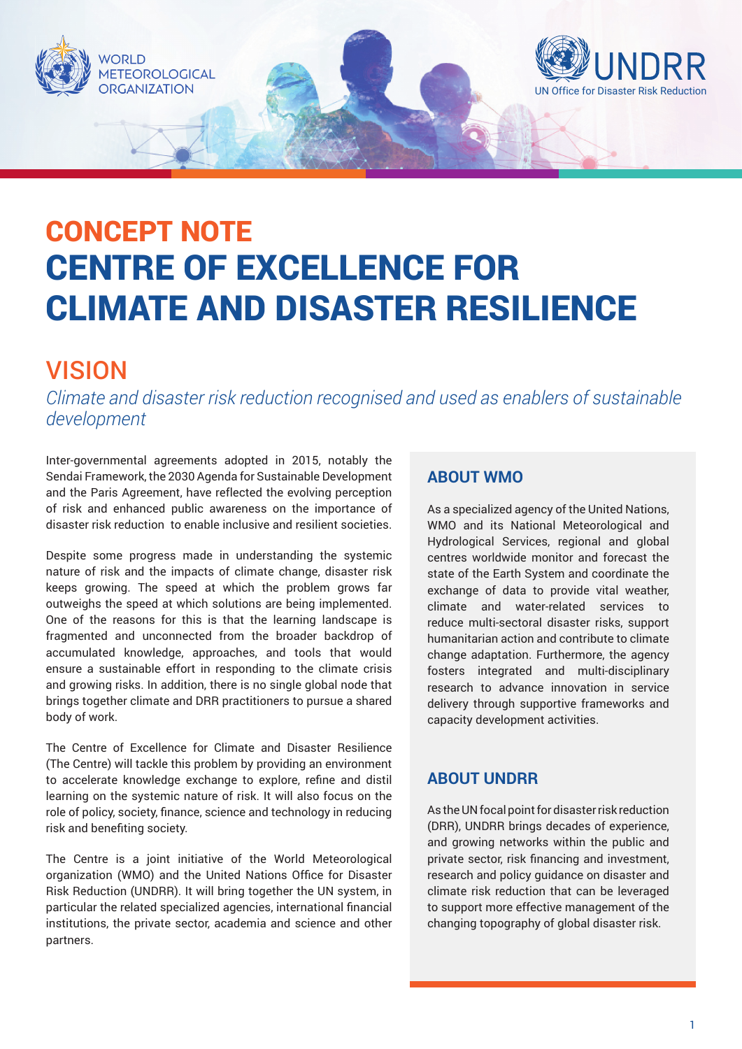WORLD METEOROLOGICAL ORGANIZATION

UNDRR
UN Office for Disaster Risk Reduction

# CONCEPT NOTE
# CENTRE OF EXCELLENCE FOR CLIMATE AND DISASTER RESILIENCE

## VISION

*Climate and disaster risk reduction recognised and used as enablers of sustainable development*

Inter-governmental agreements adopted in 2015, notably the Sendai Framework, the 2030 Agenda for Sustainable Development and the Paris Agreement, have reflected the evolving perception of risk and enhanced public awareness on the importance of disaster risk reduction to enable inclusive and resilient societies.

Despite some progress made in understanding the systemic nature of risk and the impacts of climate change, disaster risk keeps growing. The speed at which the problem grows far outweighs the speed at which solutions are being implemented. One of the reasons for this is that the learning landscape is fragmented and unconnected from the broader backdrop of accumulated knowledge, approaches, and tools that would ensure a sustainable effort in responding to the climate crisis and growing risks. In addition, there is no single global node that brings together climate and DRR practitioners to pursue a shared body of work.

The Centre of Excellence for Climate and Disaster Resilience (The Centre) will tackle this problem by providing an environment to accelerate knowledge exchange to explore, refine and distil learning on the systemic nature of risk. It will also focus on the role of policy, society, finance, science and technology in reducing risk and benefiting society.

The Centre is a joint initiative of the World Meteorological organization (WMO) and the United Nations Office for Disaster Risk Reduction (UNDRR). It will bring together the UN system, in particular the related specialized agencies, international financial institutions, the private sector, academia and science and other partners.

### ABOUT WMO

As a specialized agency of the United Nations, WMO and its National Meteorological and Hydrological Services, regional and global centres worldwide monitor and forecast the state of the Earth System and coordinate the exchange of data to provide vital weather, climate and water-related services to reduce multi-sectoral disaster risks, support humanitarian action and contribute to climate change adaptation. Furthermore, the agency fosters integrated and multi-disciplinary research to advance innovation in service delivery through supportive frameworks and capacity development activities.

### ABOUT UNDRR

As the UN focal point for disaster risk reduction (DRR), UNDRR brings decades of experience, and growing networks within the public and private sector, risk financing and investment, research and policy guidance on disaster and climate risk reduction that can be leveraged to support more effective management of the changing topography of global disaster risk.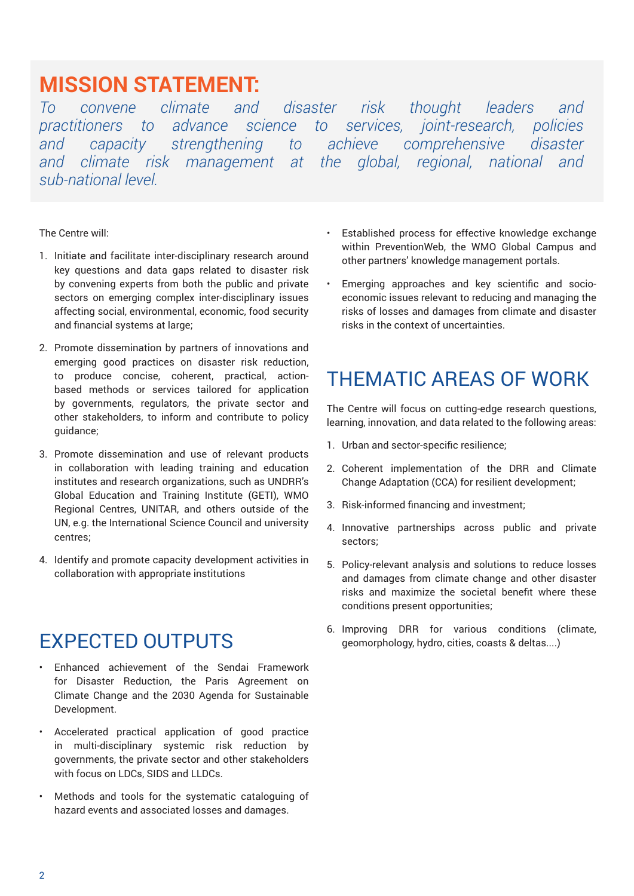## MISSION STATEMENT:

*To convene climate and disaster risk thought leaders and practitioners to advance science to services, joint-research, policies and capacity strengthening to achieve comprehensive disaster and climate risk management at the global, regional, national and sub-national level.*

The Centre will:

1. Initiate and facilitate inter-disciplinary research around key questions and data gaps related to disaster risk by convening experts from both the public and private sectors on emerging complex inter-disciplinary issues affecting social, environmental, economic, food security and financial systems at large;
2. Promote dissemination by partners of innovations and emerging good practices on disaster risk reduction, to produce concise, coherent, practical, action-based methods or services tailored for application by governments, regulators, the private sector and other stakeholders, to inform and contribute to policy guidance;
3. Promote dissemination and use of relevant products in collaboration with leading training and education institutes and research organizations, such as UNDRR's Global Education and Training Institute (GETI), WMO Regional Centres, UNITAR, and others outside of the UN, e.g. the International Science Council and university centres;
4. Identify and promote capacity development activities in collaboration with appropriate institutions

## EXPECTED OUTPUTS

- Enhanced achievement of the Sendai Framework for Disaster Reduction, the Paris Agreement on Climate Change and the 2030 Agenda for Sustainable Development.
- Accelerated practical application of good practice in multi-disciplinary systemic risk reduction by governments, the private sector and other stakeholders with focus on LDCs, SIDS and LLDCs.
- Methods and tools for the systematic cataloguing of hazard events and associated losses and damages.
- Established process for effective knowledge exchange within PreventionWeb, the WMO Global Campus and other partners' knowledge management portals.
- Emerging approaches and key scientific and socio-economic issues relevant to reducing and managing the risks of losses and damages from climate and disaster risks in the context of uncertainties.

## THEMATIC AREAS OF WORK

The Centre will focus on cutting-edge research questions, learning, innovation, and data related to the following areas:

1. Urban and sector-specific resilience;
2. Coherent implementation of the DRR and Climate Change Adaptation (CCA) for resilient development;
3. Risk-informed financing and investment;
4. Innovative partnerships across public and private sectors;
5. Policy-relevant analysis and solutions to reduce losses and damages from climate change and other disaster risks and maximize the societal benefit where these conditions present opportunities;
6. Improving DRR for various conditions (climate, geomorphology, hydro, cities, coasts & deltas....)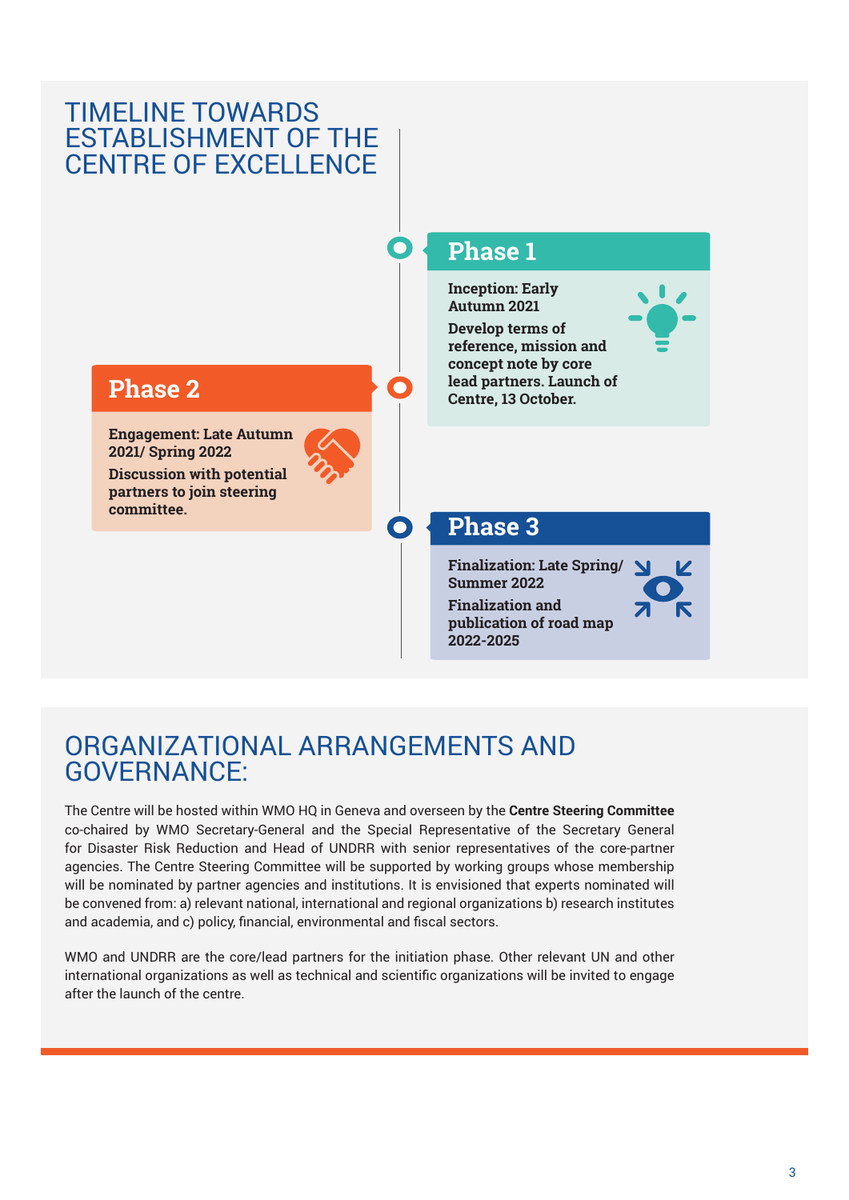## TIMELINE TOWARDS ESTABLISHMENT OF THE CENTRE OF EXCELLENCE

### Phase 1

**Inception: Early Autumn 2021**

**Develop terms of reference, mission and concept note by core lead partners. Launch of Centre, 13 October.**

### Phase 2

**Engagement: Late Autumn 2021/ Spring 2022**

**Discussion with potential partners to join steering committee.**

### Phase 3

**Finalization: Late Spring/ Summer 2022**

**Finalization and publication of road map 2022-2025**

## ORGANIZATIONAL ARRANGEMENTS AND GOVERNANCE:

The Centre will be hosted within WMO HQ in Geneva and overseen by the **Centre Steering Committee** co-chaired by WMO Secretary-General and the Special Representative of the Secretary General for Disaster Risk Reduction and Head of UNDRR with senior representatives of the core-partner agencies. The Centre Steering Committee will be supported by working groups whose membership will be nominated by partner agencies and institutions. It is envisioned that experts nominated will be convened from: a) relevant national, international and regional organizations b) research institutes and academia, and c) policy, financial, environmental and fiscal sectors.

WMO and UNDRR are the core/lead partners for the initiation phase. Other relevant UN and other international organizations as well as technical and scientific organizations will be invited to engage after the launch of the centre.